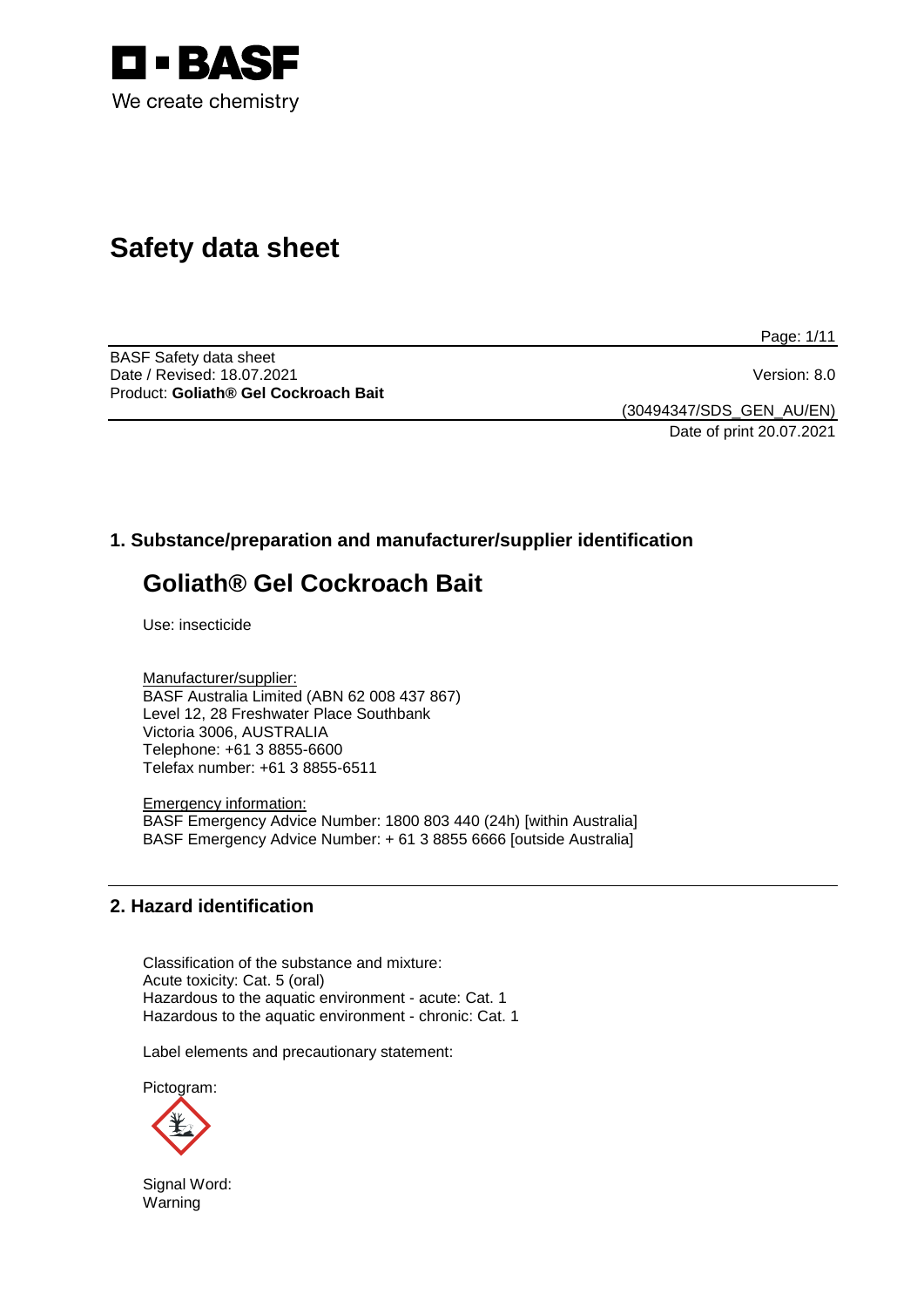# Safety data sheet

BASF Safety data sheet
Date / Revised: 18.07.2021
Product: **Goliath® Gel Cockroach Bait**

Version: 8.0

(30494347/SDS_GEN_AU/EN)
Date of print 20.07.2021

## 1. Substance/preparation and manufacturer/supplier identification

# Goliath® Gel Cockroach Bait

Use: insecticide

Manufacturer/supplier:
BASF Australia Limited (ABN 62 008 437 867)
Level 12, 28 Freshwater Place Southbank
Victoria 3006, AUSTRALIA
Telephone: +61 3 8855-6600
Telefax number: +61 3 8855-6511

Emergency information:
BASF Emergency Advice Number: 1800 803 440 (24h) [within Australia]
BASF Emergency Advice Number: + 61 3 8855 6666 [outside Australia]

## 2. Hazard identification

Classification of the substance and mixture:
Acute toxicity: Cat. 5 (oral)
Hazardous to the aquatic environment - acute: Cat. 1
Hazardous to the aquatic environment - chronic: Cat. 1

Label elements and precautionary statement:

Pictogram:

Signal Word:
Warning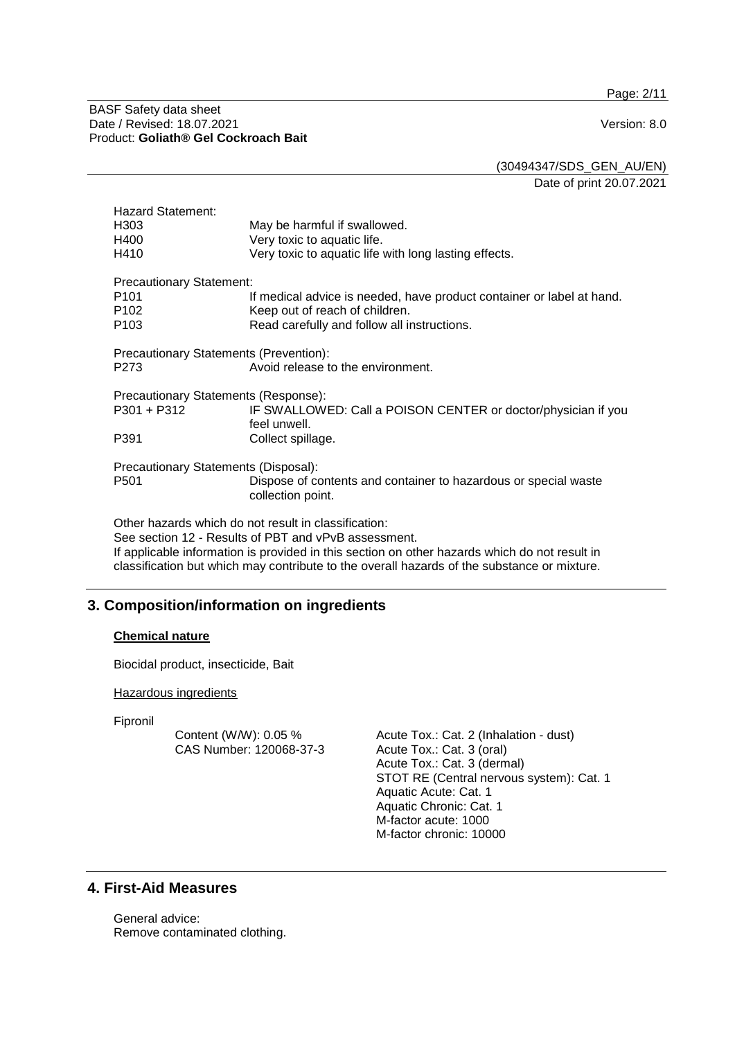Hazard Statement:

| | |
|---|---|
| H303 | May be harmful if swallowed. |
| H400 | Very toxic to aquatic life. |
| H410 | Very toxic to aquatic life with long lasting effects. |

Precautionary Statement:

| | |
|---|---|
| P101 | If medical advice is needed, have product container or label at hand. |
| P102 | Keep out of reach of children. |
| P103 | Read carefully and follow all instructions. |

Precautionary Statements (Prevention):

| | |
|---|---|
| P273 | Avoid release to the environment. |

Precautionary Statements (Response):

| | |
|---|---|
| P301 + P312 | IF SWALLOWED: Call a POISON CENTER or doctor/physician if you feel unwell. |
| P391 | Collect spillage. |

Precautionary Statements (Disposal):

| | |
|---|---|
| P501 | Dispose of contents and container to hazardous or special waste collection point. |

Other hazards which do not result in classification:
See section 12 - Results of PBT and vPvB assessment.
If applicable information is provided in this section on other hazards which do not result in classification but which may contribute to the overall hazards of the substance or mixture.

## 3. Composition/information on ingredients

**Chemical nature**

Biocidal product, insecticide, Bait

Hazardous ingredients

Fipronil

| | |
|---|---|
| Content (W/W): 0.05 %<br>CAS Number: 120068-37-3 | Acute Tox.: Cat. 2 (Inhalation - dust)<br>Acute Tox.: Cat. 3 (oral)<br>Acute Tox.: Cat. 3 (dermal)<br>STOT RE (Central nervous system): Cat. 1<br>Aquatic Acute: Cat. 1<br>Aquatic Chronic: Cat. 1<br>M-factor acute: 1000<br>M-factor chronic: 10000 |

## 4. First-Aid Measures

General advice:
Remove contaminated clothing.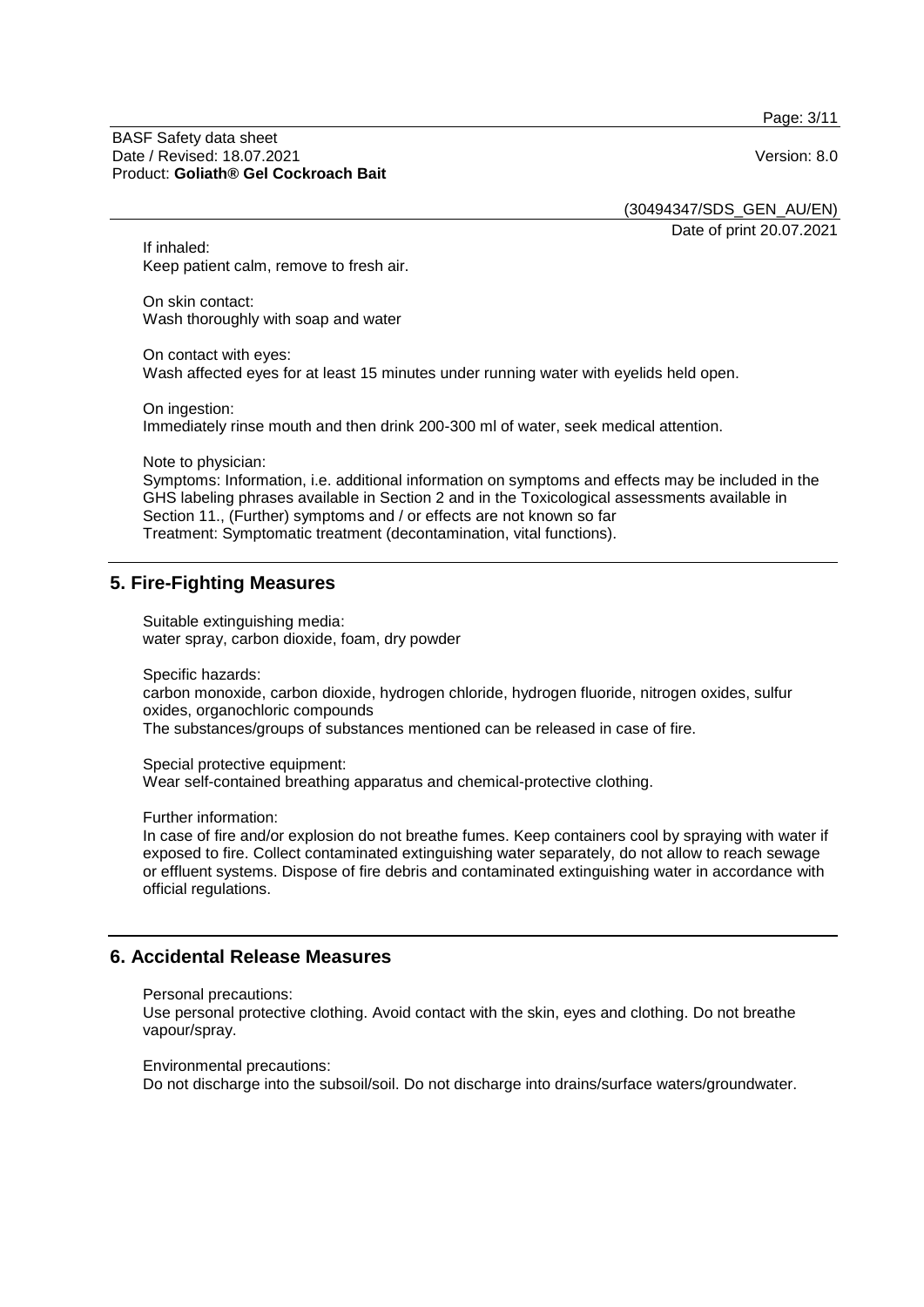If inhaled:
Keep patient calm, remove to fresh air.

On skin contact:
Wash thoroughly with soap and water

On contact with eyes:
Wash affected eyes for at least 15 minutes under running water with eyelids held open.

On ingestion:
Immediately rinse mouth and then drink 200-300 ml of water, seek medical attention.

Note to physician:
Symptoms: Information, i.e. additional information on symptoms and effects may be included in the GHS labeling phrases available in Section 2 and in the Toxicological assessments available in Section 11., (Further) symptoms and / or effects are not known so far
Treatment: Symptomatic treatment (decontamination, vital functions).

## 5. Fire-Fighting Measures

Suitable extinguishing media:
water spray, carbon dioxide, foam, dry powder

Specific hazards:
carbon monoxide, carbon dioxide, hydrogen chloride, hydrogen fluoride, nitrogen oxides, sulfur oxides, organochloric compounds
The substances/groups of substances mentioned can be released in case of fire.

Special protective equipment:
Wear self-contained breathing apparatus and chemical-protective clothing.

Further information:
In case of fire and/or explosion do not breathe fumes. Keep containers cool by spraying with water if exposed to fire. Collect contaminated extinguishing water separately, do not allow to reach sewage or effluent systems. Dispose of fire debris and contaminated extinguishing water in accordance with official regulations.

## 6. Accidental Release Measures

Personal precautions:
Use personal protective clothing. Avoid contact with the skin, eyes and clothing. Do not breathe vapour/spray.

Environmental precautions:
Do not discharge into the subsoil/soil. Do not discharge into drains/surface waters/groundwater.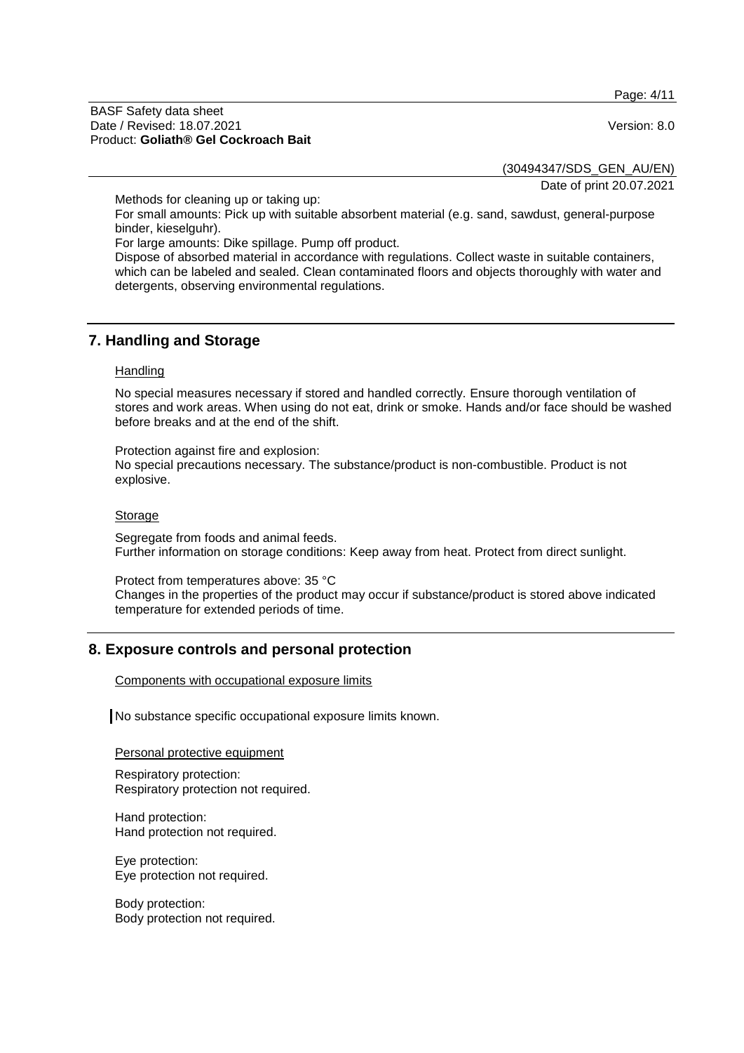Methods for cleaning up or taking up:

For small amounts: Pick up with suitable absorbent material (e.g. sand, sawdust, general-purpose binder, kieselguhr).

For large amounts: Dike spillage. Pump off product.

Dispose of absorbed material in accordance with regulations. Collect waste in suitable containers, which can be labeled and sealed. Clean contaminated floors and objects thoroughly with water and detergents, observing environmental regulations.

## 7. Handling and Storage

### Handling

No special measures necessary if stored and handled correctly. Ensure thorough ventilation of stores and work areas. When using do not eat, drink or smoke. Hands and/or face should be washed before breaks and at the end of the shift.

Protection against fire and explosion:

No special precautions necessary. The substance/product is non-combustible. Product is not explosive.

### Storage

Segregate from foods and animal feeds.

Further information on storage conditions: Keep away from heat. Protect from direct sunlight.

Protect from temperatures above: 35 °C

Changes in the properties of the product may occur if substance/product is stored above indicated temperature for extended periods of time.

## 8. Exposure controls and personal protection

### Components with occupational exposure limits

No substance specific occupational exposure limits known.

### Personal protective equipment

Respiratory protection:

Respiratory protection not required.

Hand protection:

Hand protection not required.

Eye protection:

Eye protection not required.

Body protection:

Body protection not required.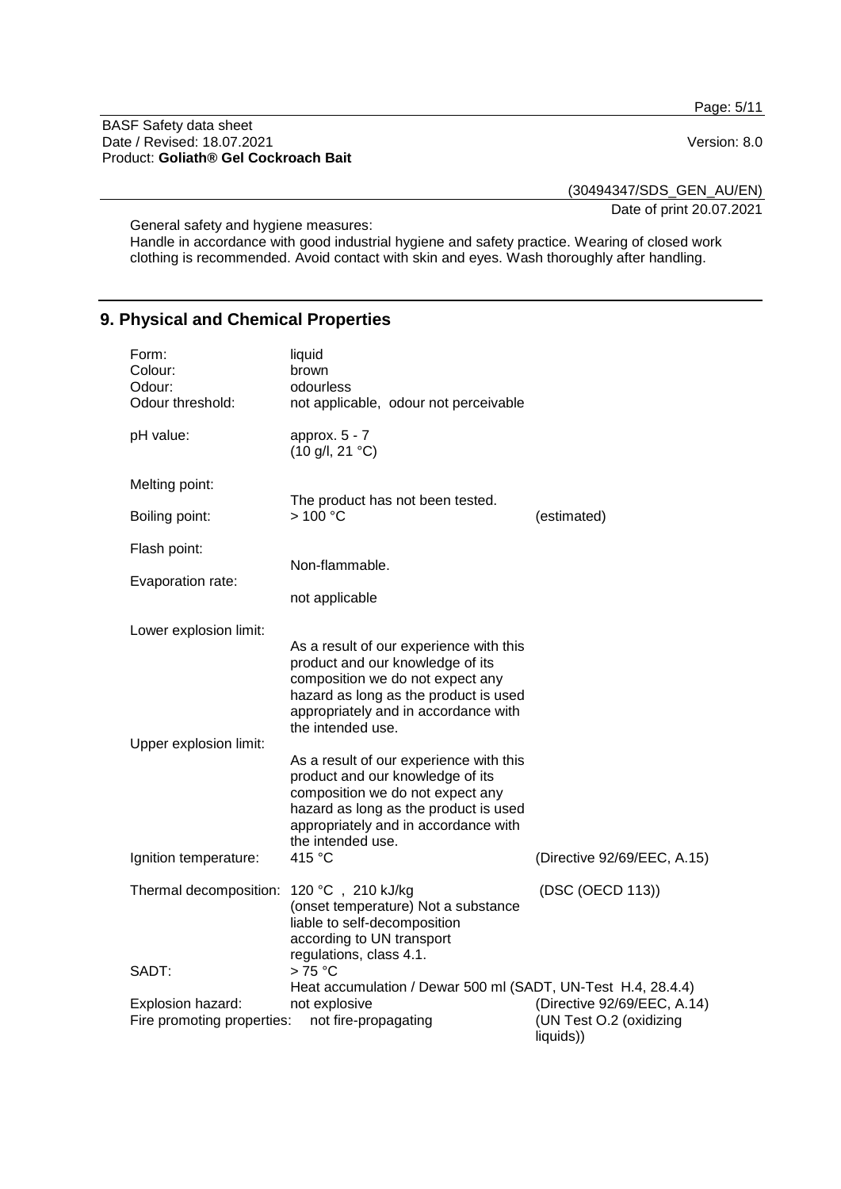General safety and hygiene measures:
Handle in accordance with good industrial hygiene and safety practice. Wearing of closed work clothing is recommended. Avoid contact with skin and eyes. Wash thoroughly after handling.

## 9. Physical and Chemical Properties

| | | |
|---|---|---|
| Form: | liquid | |
| Colour: | brown | |
| Odour: | odourless | |
| Odour threshold: | not applicable, odour not perceivable | |
| pH value: | approx. 5 - 7 (10 g/l, 21 °C) | |
| Melting point: | The product has not been tested. | |
| Boiling point: | > 100 °C | (estimated) |
| Flash point: | Non-flammable. | |
| Evaporation rate: | not applicable | |
| Lower explosion limit: | As a result of our experience with this product and our knowledge of its composition we do not expect any hazard as long as the product is used appropriately and in accordance with the intended use. | |
| Upper explosion limit: | As a result of our experience with this product and our knowledge of its composition we do not expect any hazard as long as the product is used appropriately and in accordance with the intended use. | |
| Ignition temperature: | 415 °C | (Directive 92/69/EEC, A.15) |
| Thermal decomposition: | 120 °C , 210 kJ/kg (onset temperature) Not a substance liable to self-decomposition according to UN transport regulations, class 4.1. | (DSC (OECD 113)) |
| SADT: | > 75 °C Heat accumulation / Dewar 500 ml (SADT, UN-Test H.4, 28.4.4) | |
| Explosion hazard: | not explosive | (Directive 92/69/EEC, A.14) |
| Fire promoting properties: | not fire-propagating | (UN Test O.2 (oxidizing liquids)) |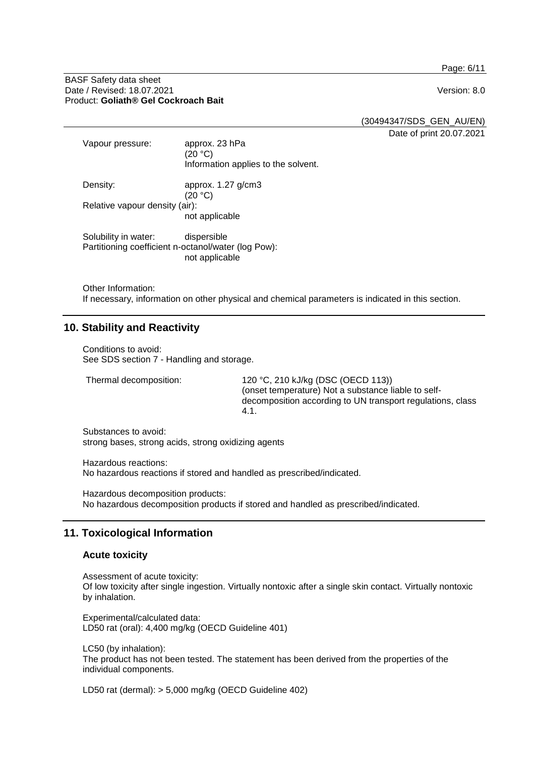Vapour pressure: approx. 23 hPa
(20 °C)
Information applies to the solvent.

Density: approx. 1.27 g/cm3
(20 °C)

Relative vapour density (air):
not applicable

Solubility in water: dispersible

Partitioning coefficient n-octanol/water (log Pow):
not applicable

Other Information:
If necessary, information on other physical and chemical parameters is indicated in this section.

## 10. Stability and Reactivity

Conditions to avoid:
See SDS section 7 - Handling and storage.

Thermal decomposition: 120 °C, 210 kJ/kg (DSC (OECD 113)) (onset temperature) Not a substance liable to self-decomposition according to UN transport regulations, class 4.1.

Substances to avoid:
strong bases, strong acids, strong oxidizing agents

Hazardous reactions:
No hazardous reactions if stored and handled as prescribed/indicated.

Hazardous decomposition products:
No hazardous decomposition products if stored and handled as prescribed/indicated.

## 11. Toxicological Information

### Acute toxicity

Assessment of acute toxicity:
Of low toxicity after single ingestion. Virtually nontoxic after a single skin contact. Virtually nontoxic by inhalation.

Experimental/calculated data:
LD50 rat (oral): 4,400 mg/kg (OECD Guideline 401)

LC50 (by inhalation):
The product has not been tested. The statement has been derived from the properties of the individual components.

LD50 rat (dermal): > 5,000 mg/kg (OECD Guideline 402)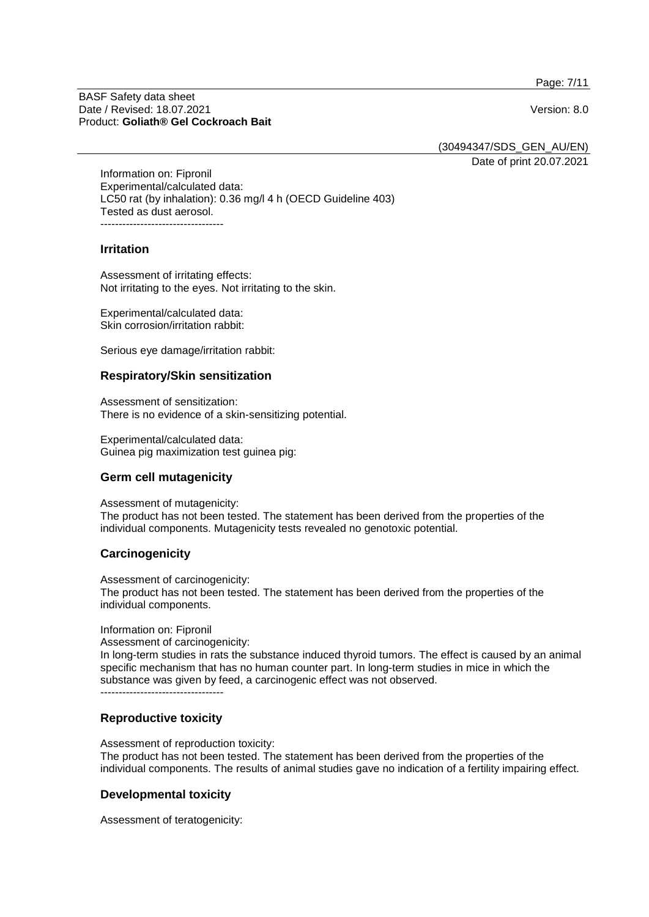Information on: Fipronil
Experimental/calculated data:
LC50 rat (by inhalation): 0.36 mg/l 4 h (OECD Guideline 403)
Tested as dust aerosol.
----------------------------------

## Irritation

Assessment of irritating effects:
Not irritating to the eyes. Not irritating to the skin.

Experimental/calculated data:
Skin corrosion/irritation rabbit:

Serious eye damage/irritation rabbit:

## Respiratory/Skin sensitization

Assessment of sensitization:
There is no evidence of a skin-sensitizing potential.

Experimental/calculated data:
Guinea pig maximization test guinea pig:

## Germ cell mutagenicity

Assessment of mutagenicity:
The product has not been tested. The statement has been derived from the properties of the individual components. Mutagenicity tests revealed no genotoxic potential.

## Carcinogenicity

Assessment of carcinogenicity:
The product has not been tested. The statement has been derived from the properties of the individual components.

Information on: Fipronil
Assessment of carcinogenicity:
In long-term studies in rats the substance induced thyroid tumors. The effect is caused by an animal specific mechanism that has no human counter part. In long-term studies in mice in which the substance was given by feed, a carcinogenic effect was not observed.
----------------------------------

## Reproductive toxicity

Assessment of reproduction toxicity:
The product has not been tested. The statement has been derived from the properties of the individual components. The results of animal studies gave no indication of a fertility impairing effect.

## Developmental toxicity

Assessment of teratogenicity: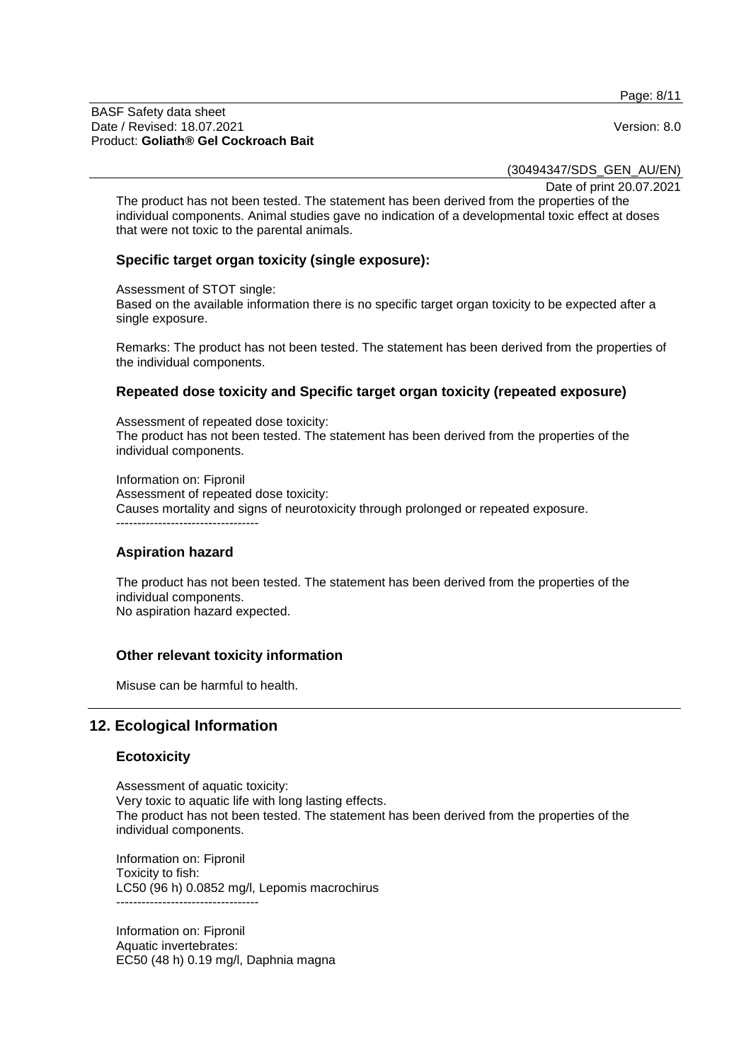The product has not been tested. The statement has been derived from the properties of the individual components. Animal studies gave no indication of a developmental toxic effect at doses that were not toxic to the parental animals.

### Specific target organ toxicity (single exposure):

Assessment of STOT single:
Based on the available information there is no specific target organ toxicity to be expected after a single exposure.

Remarks: The product has not been tested. The statement has been derived from the properties of the individual components.

### Repeated dose toxicity and Specific target organ toxicity (repeated exposure)

Assessment of repeated dose toxicity:
The product has not been tested. The statement has been derived from the properties of the individual components.

Information on: Fipronil
Assessment of repeated dose toxicity:
Causes mortality and signs of neurotoxicity through prolonged or repeated exposure.
----------------------------------

### Aspiration hazard

The product has not been tested. The statement has been derived from the properties of the individual components.
No aspiration hazard expected.

### Other relevant toxicity information

Misuse can be harmful to health.

## 12. Ecological Information

### Ecotoxicity

Assessment of aquatic toxicity:
Very toxic to aquatic life with long lasting effects.
The product has not been tested. The statement has been derived from the properties of the individual components.

Information on: Fipronil
Toxicity to fish:
LC50 (96 h) 0.0852 mg/l, Lepomis macrochirus
----------------------------------

Information on: Fipronil
Aquatic invertebrates:
EC50 (48 h) 0.19 mg/l, Daphnia magna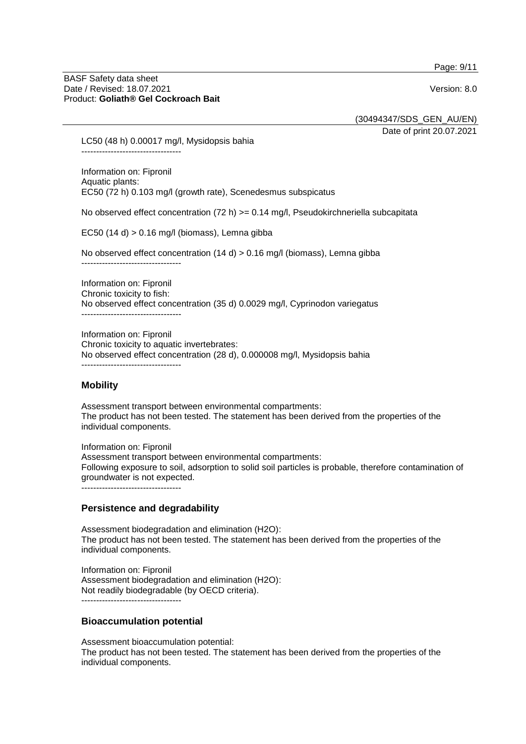LC50 (48 h) 0.00017 mg/l, Mysidopsis bahia

----------------------------------

Information on: Fipronil
Aquatic plants:
EC50 (72 h) 0.103 mg/l (growth rate), Scenedesmus subspicatus

No observed effect concentration (72 h) >= 0.14 mg/l, Pseudokirchneriella subcapitata

EC50 (14 d) > 0.16 mg/l (biomass), Lemna gibba

No observed effect concentration (14 d) > 0.16 mg/l (biomass), Lemna gibba

----------------------------------

Information on: Fipronil
Chronic toxicity to fish:
No observed effect concentration (35 d) 0.0029 mg/l, Cyprinodon variegatus

----------------------------------

Information on: Fipronil
Chronic toxicity to aquatic invertebrates:
No observed effect concentration (28 d), 0.000008 mg/l, Mysidopsis bahia

----------------------------------

## Mobility

Assessment transport between environmental compartments:
The product has not been tested. The statement has been derived from the properties of the individual components.

Information on: Fipronil
Assessment transport between environmental compartments:
Following exposure to soil, adsorption to solid soil particles is probable, therefore contamination of groundwater is not expected.

----------------------------------

## Persistence and degradability

Assessment biodegradation and elimination ($H_2O$):
The product has not been tested. The statement has been derived from the properties of the individual components.

Information on: Fipronil
Assessment biodegradation and elimination ($H_2O$):
Not readily biodegradable (by OECD criteria).

----------------------------------

## Bioaccumulation potential

Assessment bioaccumulation potential:
The product has not been tested. The statement has been derived from the properties of the individual components.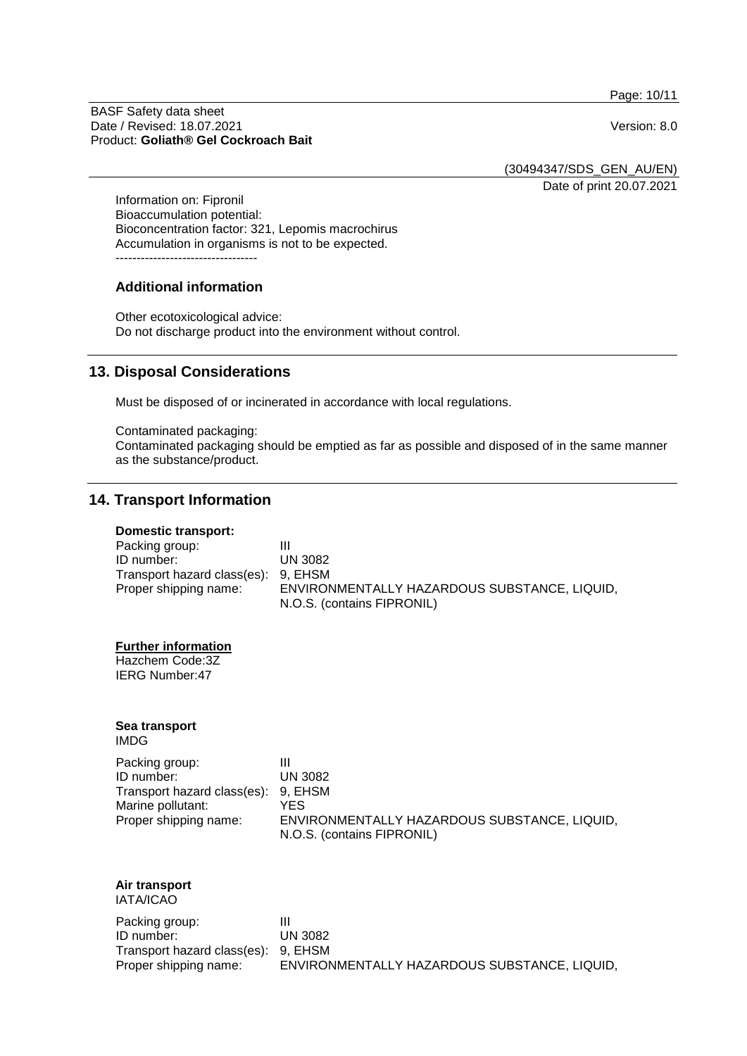Information on: Fipronil
Bioaccumulation potential:
Bioconcentration factor: 321, Lepomis macrochirus
Accumulation in organisms is not to be expected.

----------------------------------

### Additional information

Other ecotoxicological advice:
Do not discharge product into the environment without control.

## 13. Disposal Considerations

Must be disposed of or incinerated in accordance with local regulations.

Contaminated packaging:
Contaminated packaging should be emptied as far as possible and disposed of in the same manner as the substance/product.

## 14. Transport Information

**Domestic transport:**

| | |
|---|---|
| Packing group: | III |
| ID number: | UN 3082 |
| Transport hazard class(es): | 9, EHSM |
| Proper shipping name: | ENVIRONMENTALLY HAZARDOUS SUBSTANCE, LIQUID, N.O.S. (contains FIPRONIL) |

**Further information**
Hazchem Code:3Z
IERG Number:47

**Sea transport**
IMDG

| | |
|---|---|
| Packing group: | III |
| ID number: | UN 3082 |
| Transport hazard class(es): | 9, EHSM |
| Marine pollutant: | YES |
| Proper shipping name: | ENVIRONMENTALLY HAZARDOUS SUBSTANCE, LIQUID, N.O.S. (contains FIPRONIL) |

**Air transport**
IATA/ICAO

| | |
|---|---|
| Packing group: | III |
| ID number: | UN 3082 |
| Transport hazard class(es): | 9, EHSM |
| Proper shipping name: | ENVIRONMENTALLY HAZARDOUS SUBSTANCE, LIQUID, |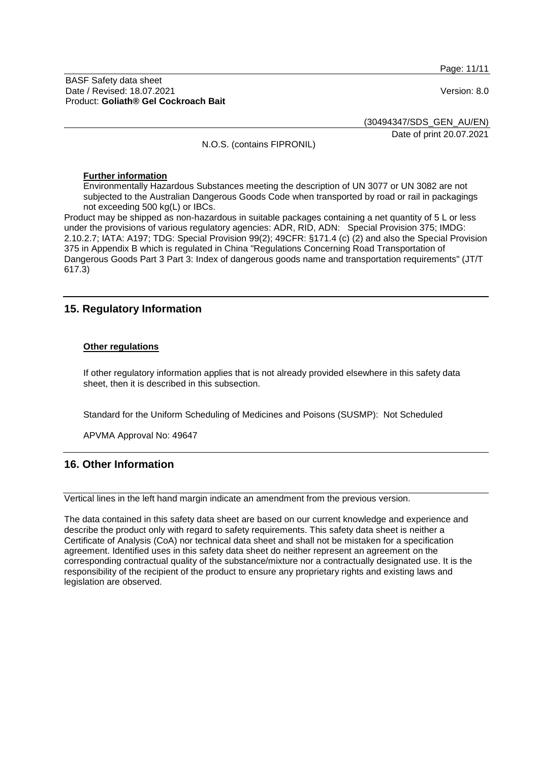N.O.S. (contains FIPRONIL)

**Further information**

Environmentally Hazardous Substances meeting the description of UN 3077 or UN 3082 are not subjected to the Australian Dangerous Goods Code when transported by road or rail in packagings not exceeding 500 kg(L) or IBCs.

Product may be shipped as non-hazardous in suitable packages containing a net quantity of 5 L or less under the provisions of various regulatory agencies: ADR, RID, ADN: Special Provision 375; IMDG: 2.10.2.7; IATA: A197; TDG: Special Provision 99(2); 49CFR: §171.4 (c) (2) and also the Special Provision 375 in Appendix B which is regulated in China "Regulations Concerning Road Transportation of Dangerous Goods Part 3 Part 3: Index of dangerous goods name and transportation requirements" (JT/T 617.3)

## 15. Regulatory Information

**Other regulations**

If other regulatory information applies that is not already provided elsewhere in this safety data sheet, then it is described in this subsection.

Standard for the Uniform Scheduling of Medicines and Poisons (SUSMP): Not Scheduled

APVMA Approval No: 49647

## 16. Other Information

Vertical lines in the left hand margin indicate an amendment from the previous version.

The data contained in this safety data sheet are based on our current knowledge and experience and describe the product only with regard to safety requirements. This safety data sheet is neither a Certificate of Analysis (CoA) nor technical data sheet and shall not be mistaken for a specification agreement. Identified uses in this safety data sheet do neither represent an agreement on the corresponding contractual quality of the substance/mixture nor a contractually designated use. It is the responsibility of the recipient of the product to ensure any proprietary rights and existing laws and legislation are observed.